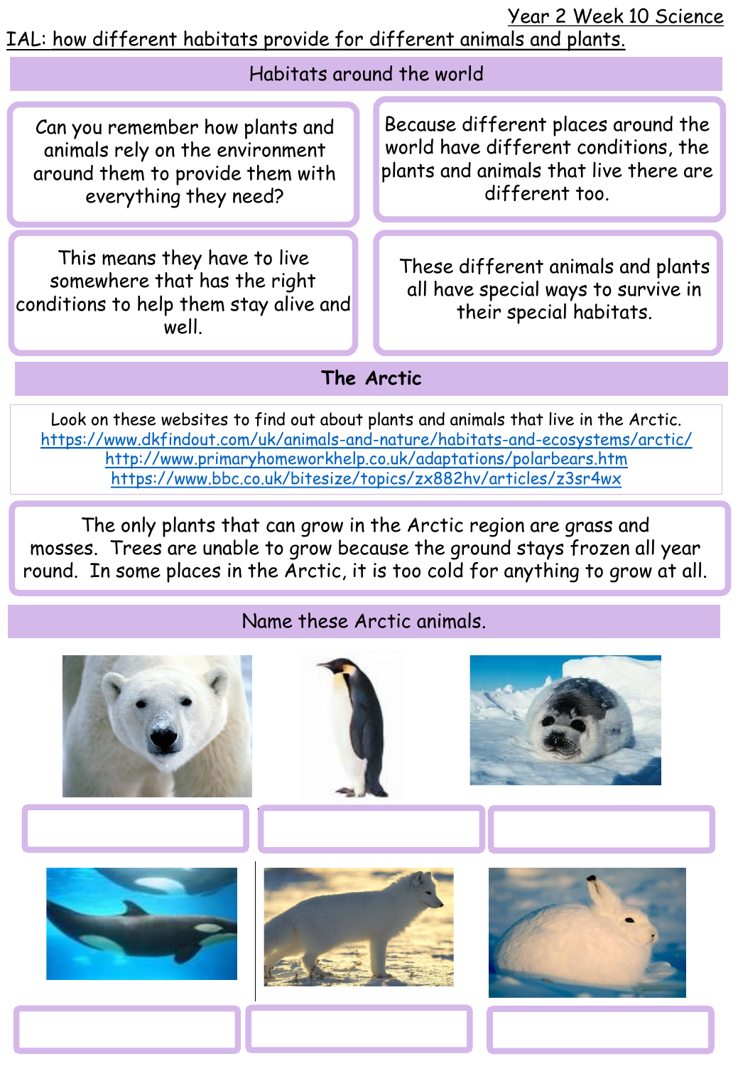Year 2 Week 10 Science

IAL: how different habitats provide for different animals and plants.

## Habitats around the world

Can you remember how plants and animals rely on the environment around them to provide them with everything they need?

Because different places around the world have different conditions, the plants and animals that live there are different too.

This means they have to live somewhere that has the right conditions to help them stay alive and well.

These different animals and plants all have special ways to survive in their special habitats.

## The Arctic

Look on these websites to find out about plants and animals that live in the Arctic.
https://www.dkfindout.com/uk/animals-and-nature/habitats-and-ecosystems/arctic/
http://www.primaryhomeworkhelp.co.uk/adaptations/polarbears.htm
https://www.bbc.co.uk/bitesize/topics/zx882hv/articles/z3sr4wx

The only plants that can grow in the Arctic region are grass and mosses. Trees are unable to grow because the ground stays frozen all year round. In some places in the Arctic, it is too cold for anything to grow at all.

## Name these Arctic animals.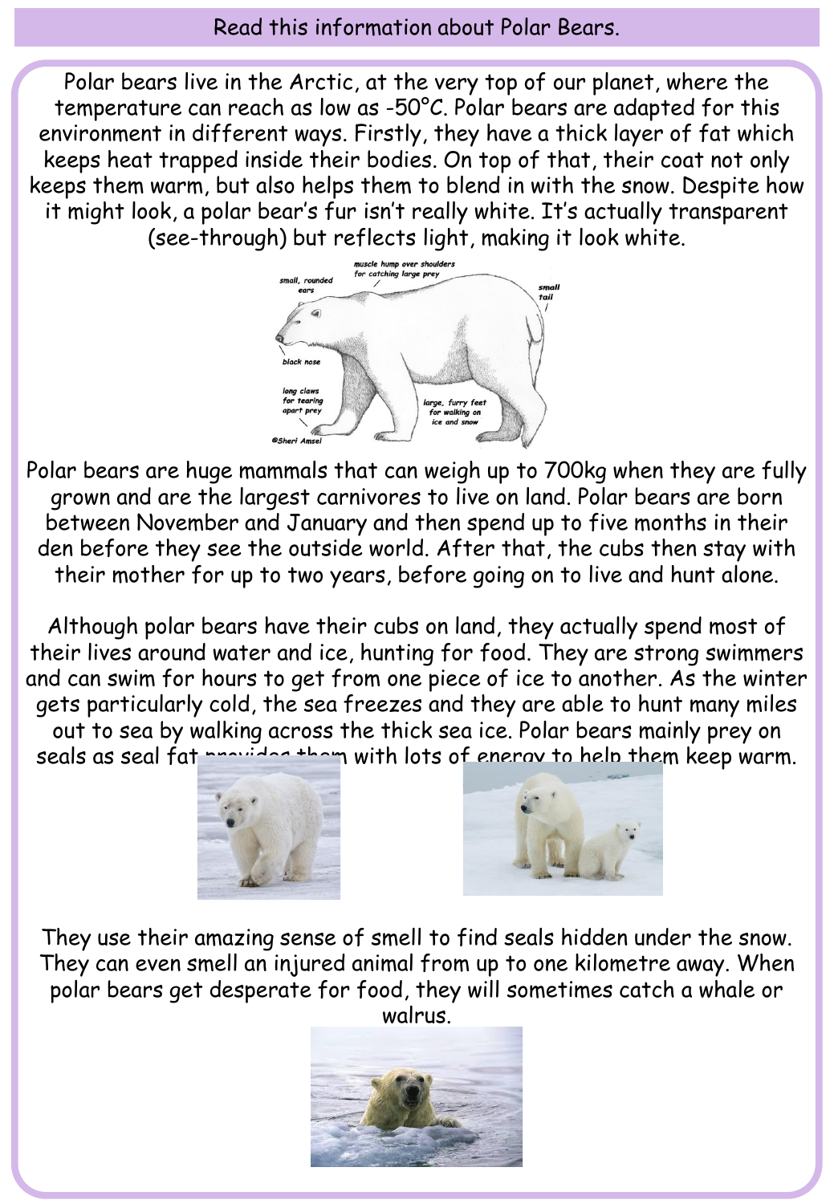Read this information about Polar Bears.

Polar bears live in the Arctic, at the very top of our planet, where the temperature can reach as low as -50°C. Polar bears are adapted for this environment in different ways. Firstly, they have a thick layer of fat which keeps heat trapped inside their bodies. On top of that, their coat not only keeps them warm, but also helps them to blend in with the snow. Despite how it might look, a polar bear's fur isn't really white. It's actually transparent (see-through) but reflects light, making it look white.

Polar bears are huge mammals that can weigh up to 700kg when they are fully grown and are the largest carnivores to live on land. Polar bears are born between November and January and then spend up to five months in their den before they see the outside world. After that, the cubs then stay with their mother for up to two years, before going on to live and hunt alone.

Although polar bears have their cubs on land, they actually spend most of their lives around water and ice, hunting for food. They are strong swimmers and can swim for hours to get from one piece of ice to another. As the winter gets particularly cold, the sea freezes and they are able to hunt many miles out to sea by walking across the thick sea ice. Polar bears mainly prey on seals as seal fat provides them with lots of energy to help them keep warm.

They use their amazing sense of smell to find seals hidden under the snow. They can even smell an injured animal from up to one kilometre away. When polar bears get desperate for food, they will sometimes catch a whale or walrus.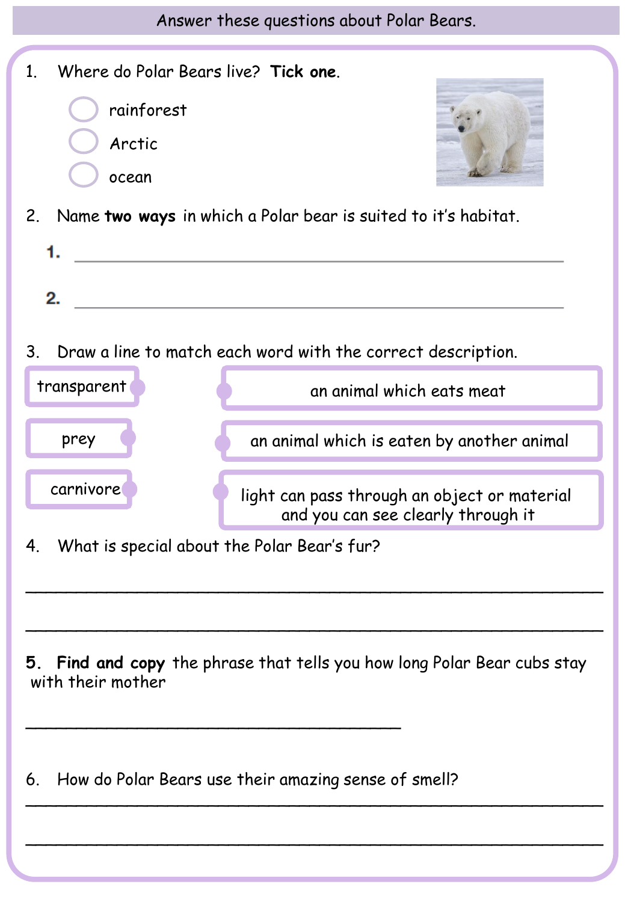## Answer these questions about Polar Bears.

1. Where do Polar Bears live? **Tick one.**

   - ◯ rainforest
   - ◯ Arctic
   - ◯ ocean

2. Name **two ways** in which a Polar bear is suited to it's habitat.

   1. ________________________________________

   2. ________________________________________

3. Draw a line to match each word with the correct description.

| Word | Description |
| --- | --- |
| transparent | an animal which eats meat |
| prey | an animal which is eaten by another animal |
| carnivore | light can pass through an object or material and you can see clearly through it |

4. What is special about the Polar Bear's fur?

________________________________________________________________

________________________________________________________________

**5. Find and copy** the phrase that tells you how long Polar Bear cubs stay with their mother

________________________________________

6. How do Polar Bears use their amazing sense of smell?

________________________________________________________________

________________________________________________________________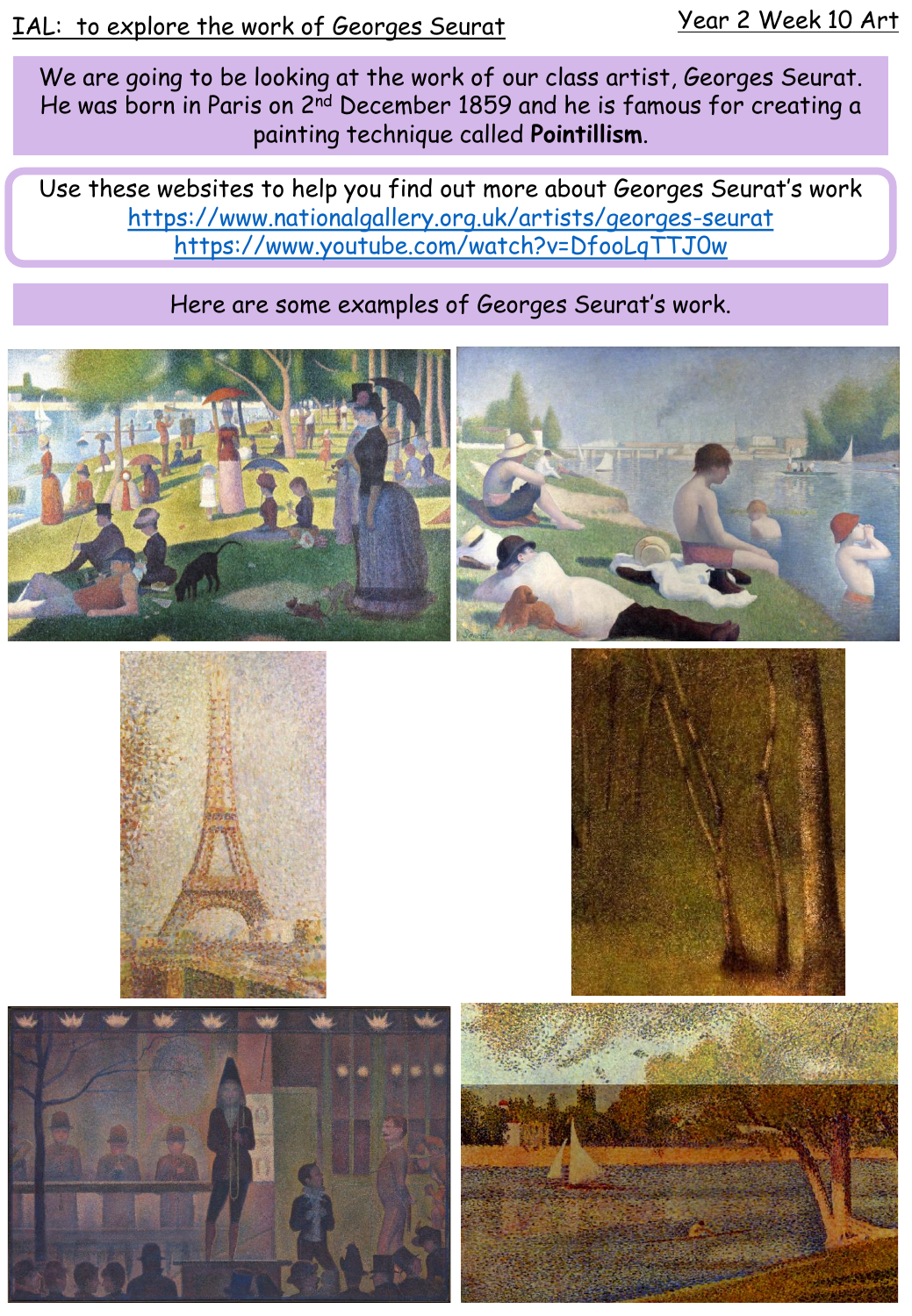IAL: to explore the work of Georges Seurat

Year 2 Week 10 Art

We are going to be looking at the work of our class artist, Georges Seurat. He was born in Paris on 2nd December 1859 and he is famous for creating a painting technique called **Pointillism**.

Use these websites to help you find out more about Georges Seurat's work
https://www.nationalgallery.org.uk/artists/georges-seurat
https://www.youtube.com/watch?v=DfooLqTTJ0w

Here are some examples of Georges Seurat's work.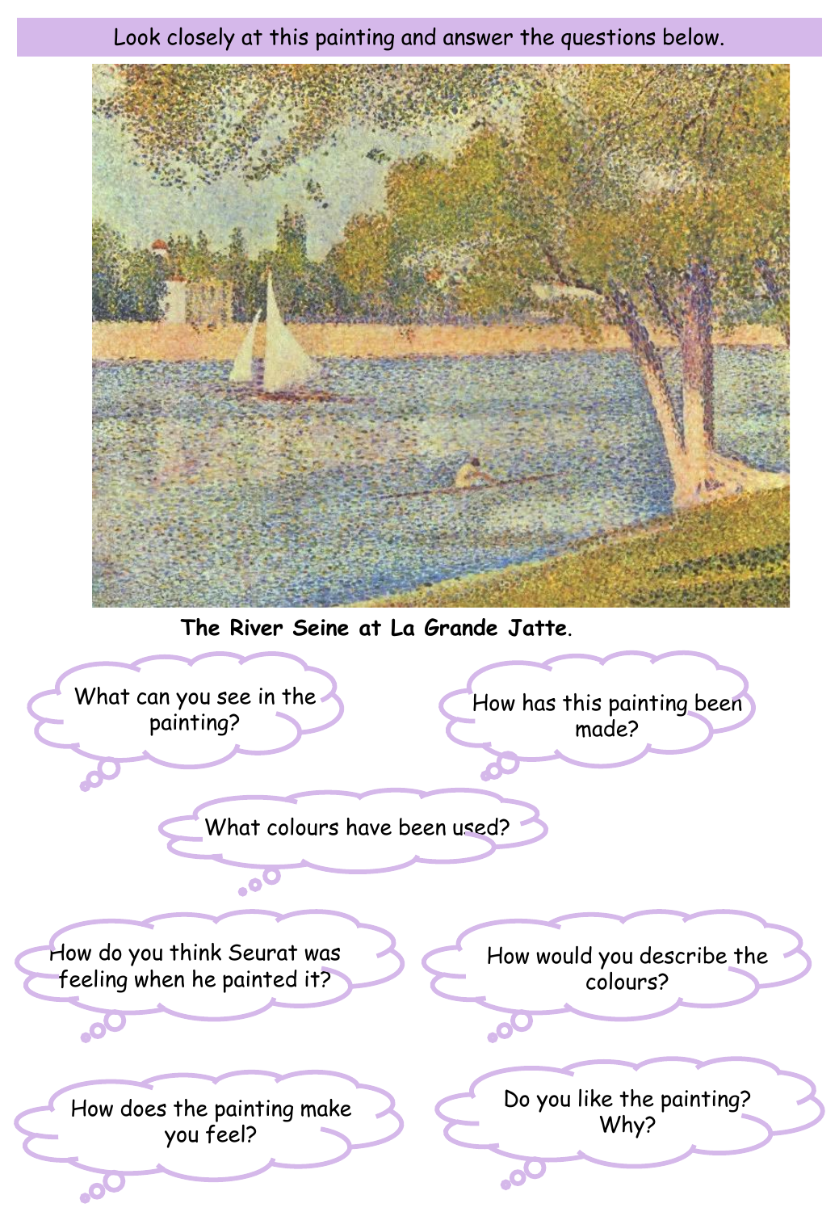Look closely at this painting and answer the questions below.

**The River Seine at La Grande Jatte**.

What can you see in the painting?

How has this painting been made?

What colours have been used?

How do you think Seurat was feeling when he painted it?

How would you describe the colours?

How does the painting make you feel?

Do you like the painting? Why?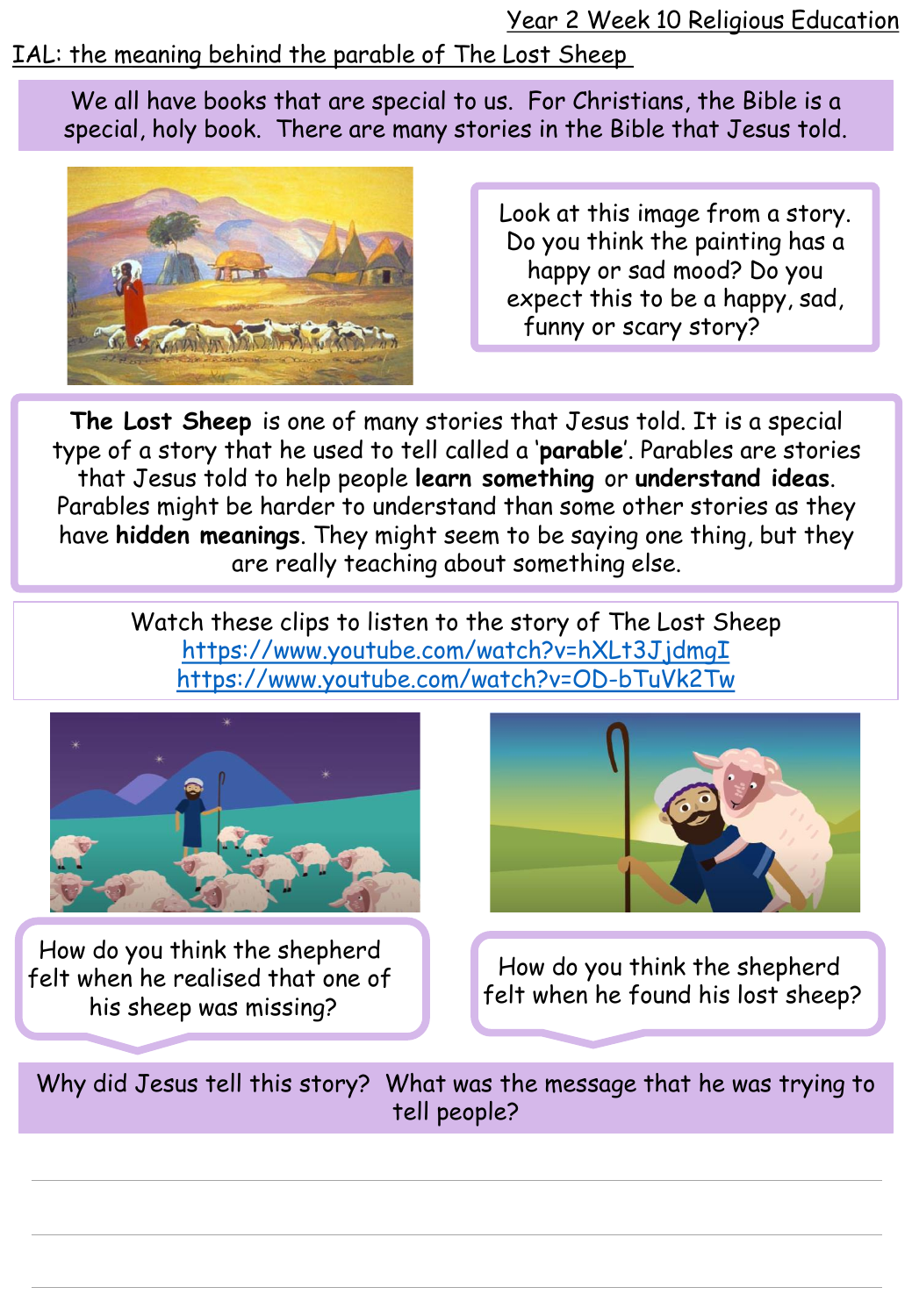Year 2 Week 10 Religious Education

IAL: the meaning behind the parable of The Lost Sheep

We all have books that are special to us. For Christians, the Bible is a special, holy book. There are many stories in the Bible that Jesus told.

Look at this image from a story. Do you think the painting has a happy or sad mood? Do you expect this to be a happy, sad, funny or scary story?

**The Lost Sheep** is one of many stories that Jesus told. It is a special type of a story that he used to tell called a '**parable**'. Parables are stories that Jesus told to help people **learn something** or **understand ideas**. Parables might be harder to understand than some other stories as they have **hidden meanings**. They might seem to be saying one thing, but they are really teaching about something else.

Watch these clips to listen to the story of The Lost Sheep
https://www.youtube.com/watch?v=hXLt3JjdmgI
https://www.youtube.com/watch?v=OD-bTuVk2Tw

How do you think the shepherd felt when he realised that one of his sheep was missing?

How do you think the shepherd felt when he found his lost sheep?

Why did Jesus tell this story? What was the message that he was trying to tell people?